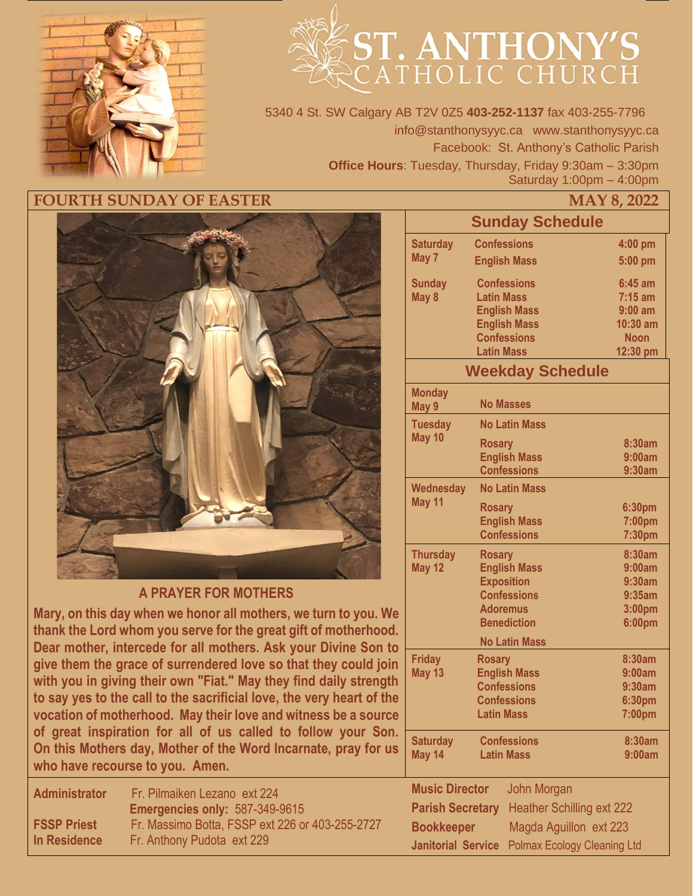# ST. ANTHONY'S CATHOLIC CHURCH

5340 4 St. SW Calgary AB T2V 0Z5 **403-252-1137** fax 403-255-7796
info@stanthonysyyc.ca www.stanthonysyyc.ca
Facebook: St. Anthony's Catholic Parish
**Office Hours**: Tuesday, Thursday, Friday 9:30am – 3:30pm
Saturday 1:00pm – 4:00pm

## FOURTH SUNDAY OF EASTER — MAY 8, 2022

### A PRAYER FOR MOTHERS

**Mary, on this day when we honor all mothers, we turn to you. We thank the Lord whom you serve for the great gift of motherhood. Dear mother, intercede for all mothers. Ask your Divine Son to give them the grace of surrendered love so that they could join with you in giving their own "Fiat." May they find daily strength to say yes to the call to the sacrificial love, the very heart of the vocation of motherhood. May their love and witness be a source of great inspiration for all of us called to follow your Son. On this Mothers day, Mother of the Word Incarnate, pray for us who have recourse to you. Amen.**

### Sunday Schedule

| Day | Service | Time |
|---|---|---|
| **Saturday May 7** | **Confessions** | **4:00 pm** |
| | **English Mass** | **5:00 pm** |
| **Sunday May 8** | **Confessions** | **6:45 am** |
| | **Latin Mass** | **7:15 am** |
| | **English Mass** | **9:00 am** |
| | **English Mass** | **10:30 am** |
| | **Confessions** | **Noon** |
| | **Latin Mass** | **12:30 pm** |

### Weekday Schedule

| Day | Service | Time |
|---|---|---|
| **Monday May 9** | **No Masses** | |
| **Tuesday May 10** | **No Latin Mass** | |
| | **Rosary** | **8:30am** |
| | **English Mass** | **9:00am** |
| | **Confessions** | **9:30am** |
| **Wednesday May 11** | **No Latin Mass** | |
| | **Rosary** | **6:30pm** |
| | **English Mass** | **7:00pm** |
| | **Confessions** | **7:30pm** |
| **Thursday May 12** | **Rosary** | **8:30am** |
| | **English Mass** | **9:00am** |
| | **Exposition** | **9:30am** |
| | **Confessions** | **9:35am** |
| | **Adoremus** | **3:00pm** |
| | **Benediction** | **6:00pm** |
| | **No Latin Mass** | |
| **Friday May 13** | **Rosary** | **8:30am** |
| | **English Mass** | **9:00am** |
| | **Confessions** | **9:30am** |
| | **Confessions** | **6:30pm** |
| | **Latin Mass** | **7:00pm** |
| **Saturday May 14** | **Confessions** | **8:30am** |
| | **Latin Mass** | **9:00am** |

**Administrator** Fr. Pilmaiken Lezano ext 224
**Emergencies only:** 587-349-9615
**FSSP Priest** Fr. Massimo Botta, FSSP ext 226 or 403-255-2727
**In Residence** Fr. Anthony Pudota ext 229

**Music Director** John Morgan
**Parish Secretary** Heather Schilling ext 222
**Bookkeeper** Magda Aguillon ext 223
**Janitorial Service** Polmax Ecology Cleaning Ltd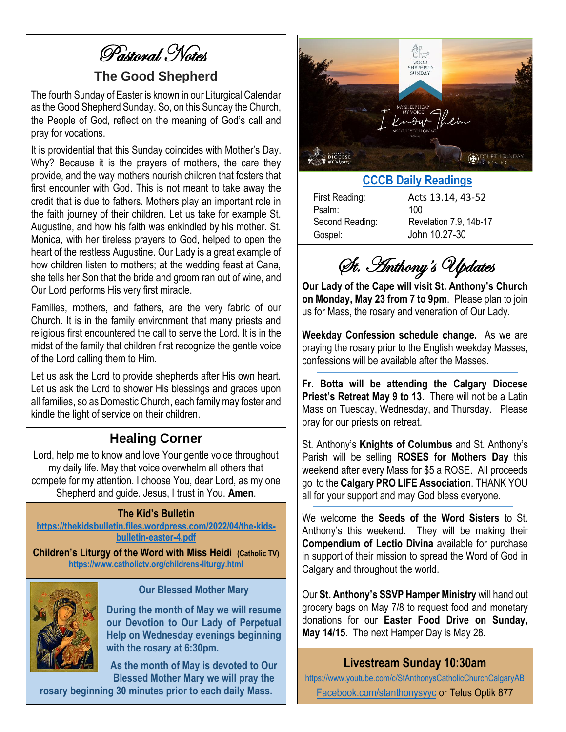# Pastoral Notes

## The Good Shepherd

The fourth Sunday of Easter is known in our Liturgical Calendar as the Good Shepherd Sunday. So, on this Sunday the Church, the People of God, reflect on the meaning of God's call and pray for vocations.

It is providential that this Sunday coincides with Mother's Day. Why? Because it is the prayers of mothers, the care they provide, and the way mothers nourish children that fosters that first encounter with God. This is not meant to take away the credit that is due to fathers. Mothers play an important role in the faith journey of their children. Let us take for example St. Augustine, and how his faith was enkindled by his mother. St. Monica, with her tireless prayers to God, helped to open the heart of the restless Augustine. Our Lady is a great example of how children listen to mothers; at the wedding feast at Cana, she tells her Son that the bride and groom ran out of wine, and Our Lord performs His very first miracle.

Families, mothers, and fathers, are the very fabric of our Church. It is in the family environment that many priests and religious first encountered the call to serve the Lord. It is in the midst of the family that children first recognize the gentle voice of the Lord calling them to Him.

Let us ask the Lord to provide shepherds after His own heart. Let us ask the Lord to shower His blessings and graces upon all families, so as Domestic Church, each family may foster and kindle the light of service on their children.

## Healing Corner

Lord, help me to know and love Your gentle voice throughout my daily life. May that voice overwhelm all others that compete for my attention. I choose You, dear Lord, as my one Shepherd and guide. Jesus, I trust in You. **Amen**.

**The Kid's Bulletin**
https://thekidsbulletin.files.wordpress.com/2022/04/the-kids-bulletin-easter-4.pdf

**Children's Liturgy of the Word with Miss Heidi** (Catholic TV)
https://www.catholictv.org/childrens-liturgy.html

### Our Blessed Mother Mary

**During the month of May we will resume our Devotion to Our Lady of Perpetual Help on Wednesday evenings beginning with the rosary at 6:30pm.**

**As the month of May is devoted to Our Blessed Mother Mary we will pray the rosary beginning 30 minutes prior to each daily Mass.**

GOOD SHEPHERD SUNDAY
MY SHEEP HEAR MY VOICE
I know Them
AND THEY FOLLOW ME
FOURTH SUNDAY OF EASTER

## CCCB Daily Readings

| | |
|---|---|
| First Reading: | Acts 13.14, 43-52 |
| Psalm: | 100 |
| Second Reading: | Revelation 7.9, 14b-17 |
| Gospel: | John 10.27-30 |

# St. Anthony's Updates

**Our Lady of the Cape will visit St. Anthony's Church on Monday, May 23 from 7 to 9pm**. Please plan to join us for Mass, the rosary and veneration of Our Lady.

**Weekday Confession schedule change.** As we are praying the rosary prior to the English weekday Masses, confessions will be available after the Masses.

**Fr. Botta will be attending the Calgary Diocese Priest's Retreat May 9 to 13**. There will not be a Latin Mass on Tuesday, Wednesday, and Thursday. Please pray for our priests on retreat.

St. Anthony's **Knights of Columbus** and St. Anthony's Parish will be selling **ROSES for Mothers Day** this weekend after every Mass for $5 a ROSE. All proceeds go to the **Calgary PRO LIFE Association**. THANK YOU all for your support and may God bless everyone.

We welcome the **Seeds of the Word Sisters** to St. Anthony's this weekend. They will be making their **Compendium of Lectio Divina** available for purchase in support of their mission to spread the Word of God in Calgary and throughout the world.

Our **St. Anthony's SSVP Hamper Ministry** will hand out grocery bags on May 7/8 to request food and monetary donations for our **Easter Food Drive on Sunday, May 14/15**. The next Hamper Day is May 28.

## Livestream Sunday 10:30am

https://www.youtube.com/c/StAnthonysCatholicChurchCalgaryAB
Facebook.com/stanthonysyyc or Telus Optik 877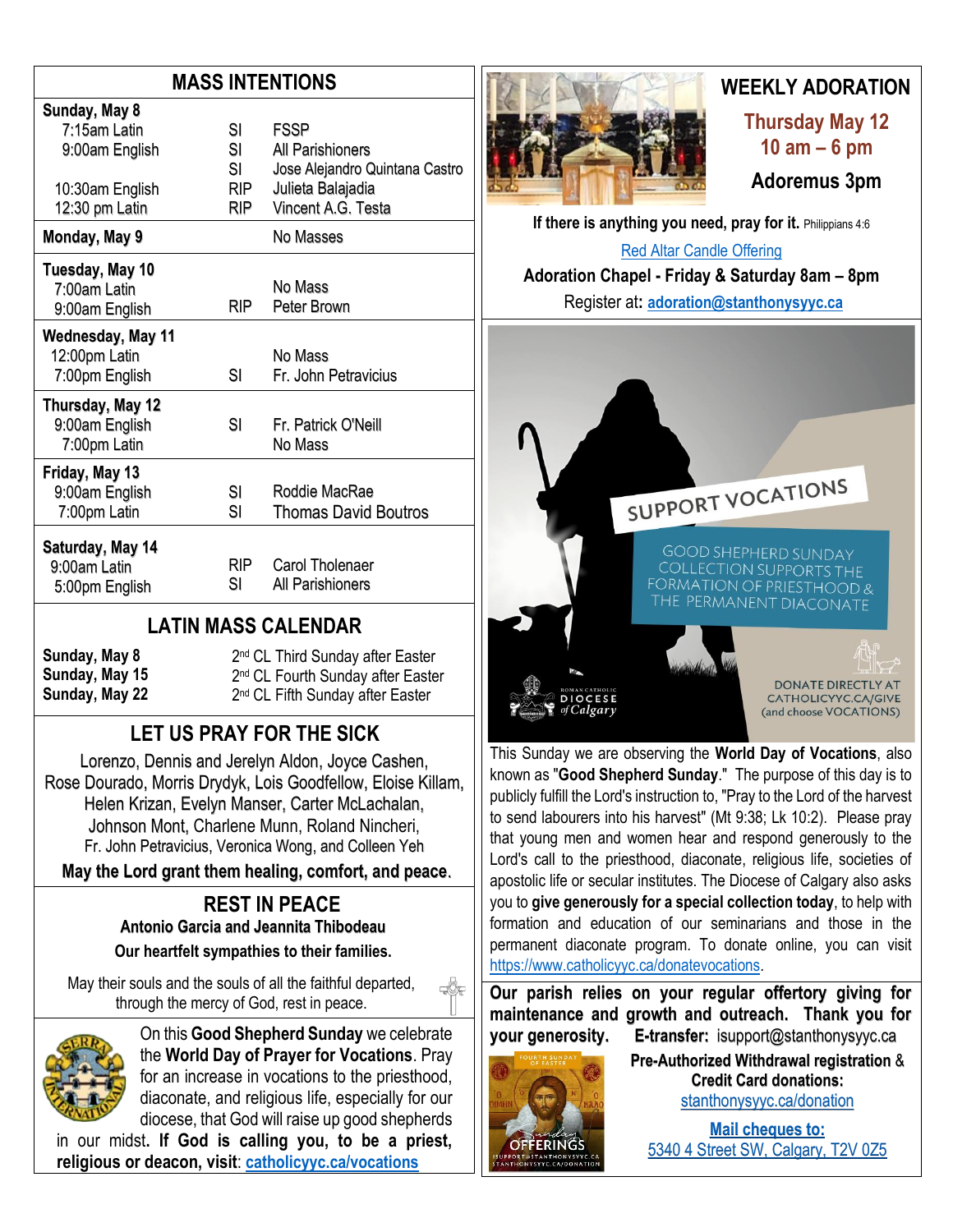## MASS INTENTIONS

| | | |
|---|---|---|
| **Sunday, May 8** | | |
| 7:15am Latin | SI | FSSP |
| 9:00am English | SI | All Parishioners |
| | SI | Jose Alejandro Quintana Castro |
| 10:30am English | RIP | Julieta Balajadia |
| 12:30 pm Latin | RIP | Vincent A.G. Testa |
| **Monday, May 9** | | No Masses |
| **Tuesday, May 10** | | |
| 7:00am Latin | | No Mass |
| 9:00am English | RIP | Peter Brown |
| **Wednesday, May 11** | | |
| 12:00pm Latin | | No Mass |
| 7:00pm English | SI | Fr. John Petravicius |
| **Thursday, May 12** | | |
| 9:00am English | SI | Fr. Patrick O'Neill |
| 7:00pm Latin | | No Mass |
| **Friday, May 13** | | |
| 9:00am English | SI | Roddie MacRae |
| 7:00pm Latin | SI | Thomas David Boutros |
| **Saturday, May 14** | | |
| 9:00am Latin | RIP | Carol Tholenaer |
| 5:00pm English | SI | All Parishioners |

## LATIN MASS CALENDAR

| | |
|---|---|
| **Sunday, May 8** | 2nd CL Third Sunday after Easter |
| **Sunday, May 15** | 2nd CL Fourth Sunday after Easter |
| **Sunday, May 22** | 2nd CL Fifth Sunday after Easter |

## LET US PRAY FOR THE SICK

Lorenzo, Dennis and Jerelyn Aldon, Joyce Cashen, Rose Dourado, Morris Drydyk, Lois Goodfellow, Eloise Killam, Helen Krizan, Evelyn Manser, Carter McLachalan, Johnson Mont, Charlene Munn, Roland Nincheri, Fr. John Petravicius, Veronica Wong, and Colleen Yeh

**May the Lord grant them healing, comfort, and peace.**

## REST IN PEACE

**Antonio Garcia and Jeannita Thibodeau**

**Our heartfelt sympathies to their families.**

May their souls and the souls of all the faithful departed, through the mercy of God, rest in peace.

On this **Good Shepherd Sunday** we celebrate the **World Day of Prayer for Vocations**. Pray for an increase in vocations to the priesthood, diaconate, and religious life, especially for our diocese, that God will raise up good shepherds in our midst. **If God is calling you, to be a priest, religious or deacon, visit**: **catholicyyc.ca/vocations**

## WEEKLY ADORATION

**Thursday May 12**
**10 am – 6 pm**

**Adoremus 3pm**

**If there is anything you need, pray for it.** Philippians 4:6

Red Altar Candle Offering

**Adoration Chapel - Friday & Saturday 8am – 8pm**

Register at: **adoration@stanthonysyyc.ca**

SUPPORT VOCATIONS

GOOD SHEPHERD SUNDAY COLLECTION SUPPORTS THE FORMATION OF PRIESTHOOD & THE PERMANENT DIACONATE

ROMAN CATHOLIC DIOCESE of Calgary

DONATE DIRECTLY AT CATHOLICYYC.CA/GIVE (and choose VOCATIONS)

This Sunday we are observing the **World Day of Vocations**, also known as "**Good Shepherd Sunday**." The purpose of this day is to publicly fulfill the Lord's instruction to, "Pray to the Lord of the harvest to send labourers into his harvest" (Mt 9:38; Lk 10:2). Please pray that young men and women hear and respond generously to the Lord's call to the priesthood, diaconate, religious life, societies of apostolic life or secular institutes. The Diocese of Calgary also asks you to **give generously for a special collection today**, to help with formation and education of our seminarians and those in the permanent diaconate program. To donate online, you can visit https://www.catholicyyc.ca/donatevocations.

**Our parish relies on your regular offertory giving for maintenance and growth and outreach. Thank you for your generosity.** **E-transfer:** isupport@stanthonysyyc.ca

FOURTH SUNDAY OF EASTER — Sunday OFFERINGS — ISUPPORT@STANTHONYSYYC.CA STANTHONYSYYC.CA/DONATION

**Pre-Authorized Withdrawal registration & Credit Card donations:**
stanthonysyyc.ca/donation

**Mail cheques to:**
5340 4 Street SW, Calgary, T2V 0Z5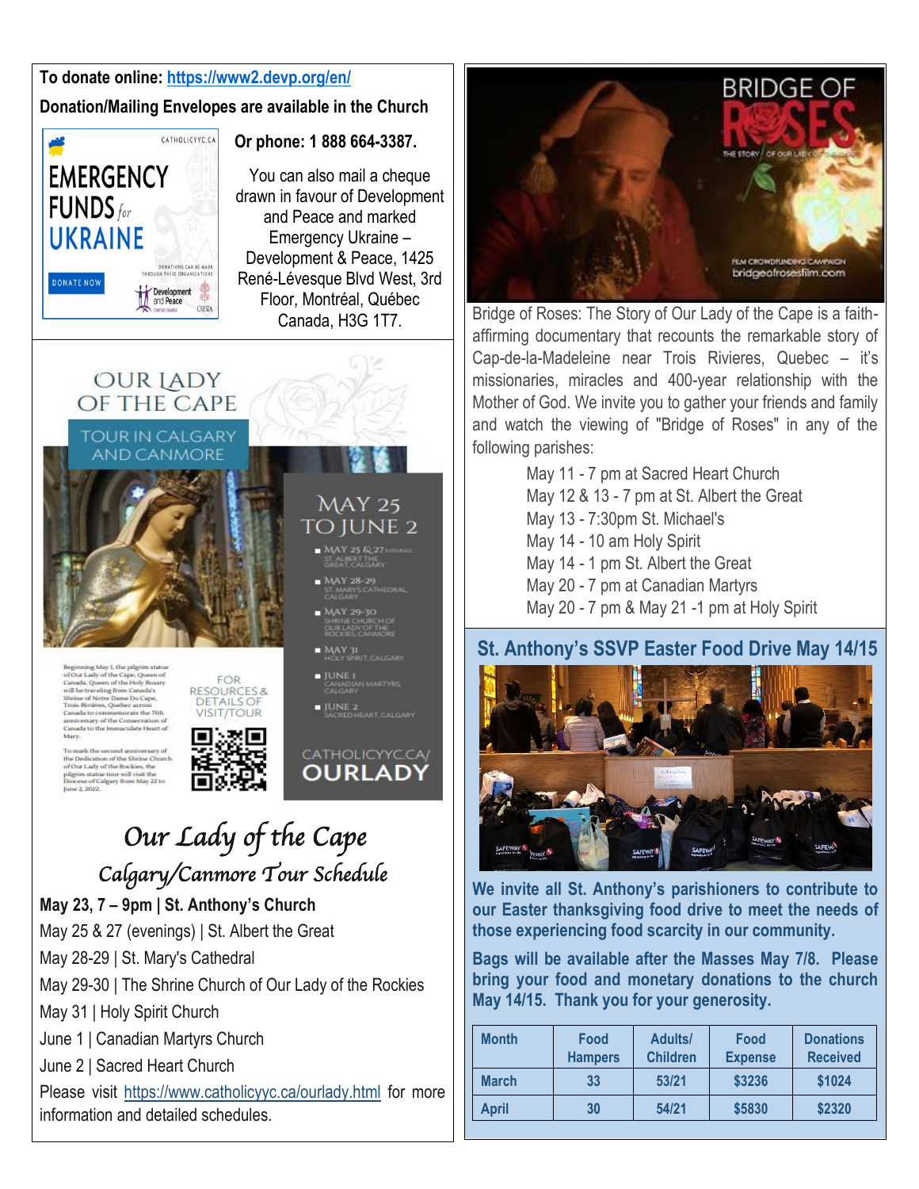**To donate online: https://www2.devp.org/en/**

**Donation/Mailing Envelopes are available in the Church**

EMERGENCY FUNDS for UKRAINE

**Or phone: 1 888 664-3387.**

You can also mail a cheque drawn in favour of Development and Peace and marked Emergency Ukraine – Development & Peace, 1425 René-Lévesque Blvd West, 3rd Floor, Montréal, Québec Canada, H3G 1T7.

OUR LADY OF THE CAPE

TOUR IN CALGARY AND CANMORE

MAY 25 TO JUNE 2

- MAY 25 & 27 EVENINGS ST. ALBERT THE GREAT, CALGARY
- MAY 28-29 ST. MARY'S CATHEDRAL, CALGARY
- MAY 29-30 SHRINE CHURCH OF OUR LADY OF THE ROCKIES, CANMORE
- MAY 31 HOLY SPIRIT, CALGARY
- JUNE 1 CANADIAN MARTYRS, CALGARY
- JUNE 2 SACRED HEART, CALGARY

Beginning May 1, the pilgrim statue of Our Lady of the Cape, Queen of Canada, Queen of the Holy Rosary will be traveling from Canada's Shrine of Notre Dame Du Cape, Trois-Rivières, Quebec across Canada to commemorate the 75th anniversary of the Consecration of Canada to the Immaculate Heart of Mary.

To mark the second anniversary of the Dedication of the Shrine Church of Our Lady of the Rockies, the pilgrim statue tour will visit the Diocese of Calgary from May 22 to June 2, 2022.

FOR RESOURCES & DETAILS OF VISIT/TOUR

CATHOLICYYC.CA/OURLADY

## *Our Lady of the Cape*
### *Calgary/Canmore Tour Schedule*

**May 23, 7 – 9pm | St. Anthony's Church**
May 25 & 27 (evenings) | St. Albert the Great
May 28-29 | St. Mary's Cathedral
May 29-30 | The Shrine Church of Our Lady of the Rockies
May 31 | Holy Spirit Church
June 1 | Canadian Martyrs Church
June 2 | Sacred Heart Church

Please visit https://www.catholicyyc.ca/ourlady.html for more information and detailed schedules.

BRIDGE OF ROSES — THE STORY OF OUR LADY OF THE CAPE

FILM CROWDFUNDING CAMPAIGN bridgeofrosesfilm.com

Bridge of Roses: The Story of Our Lady of the Cape is a faith-affirming documentary that recounts the remarkable story of Cap-de-la-Madeleine near Trois Rivieres, Quebec – it's missionaries, miracles and 400-year relationship with the Mother of God. We invite you to gather your friends and family and watch the viewing of "Bridge of Roses" in any of the following parishes:

May 11 - 7 pm at Sacred Heart Church
May 12 & 13 - 7 pm at St. Albert the Great
May 13 - 7:30pm St. Michael's
May 14 - 10 am Holy Spirit
May 14 - 1 pm St. Albert the Great
May 20 - 7 pm at Canadian Martyrs
May 20 - 7 pm & May 21 -1 pm at Holy Spirit

## St. Anthony's SSVP Easter Food Drive May 14/15

**We invite all St. Anthony's parishioners to contribute to our Easter thanksgiving food drive to meet the needs of those experiencing food scarcity in our community.**

**Bags will be available after the Masses May 7/8. Please bring your food and monetary donations to the church May 14/15. Thank you for your generosity.**

| Month | Food Hampers | Adults/ Children | Food Expense | Donations Received |
|---|---|---|---|---|
| March | 33 | 53/21 | $3236 | $1024 |
| April | 30 | 54/21 | $5830 | $2320 |